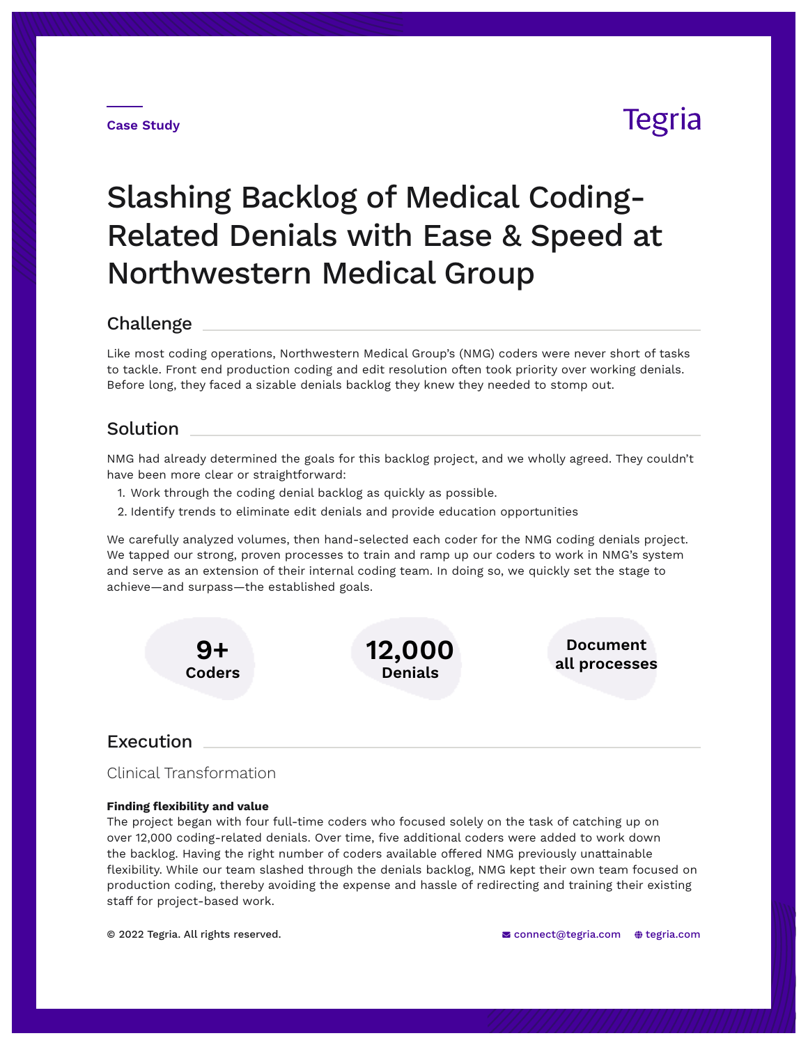Case Study

Tegria

# Slashing Backlog of Medical Coding-Related Denials with Ease & Speed at Northwestern Medical Group

## Challenge

Like most coding operations, Northwestern Medical Group's (NMG) coders were never short of tasks to tackle. Front end production coding and edit resolution often took priority over working denials. Before long, they faced a sizable denials backlog they knew they needed to stomp out.

## Solution

NMG had already determined the goals for this backlog project, and we wholly agreed. They couldn't have been more clear or straightforward:

1. Work through the coding denial backlog as quickly as possible.
2. Identify trends to eliminate edit denials and provide education opportunities

We carefully analyzed volumes, then hand-selected each coder for the NMG coding denials project. We tapped our strong, proven processes to train and ramp up our coders to work in NMG's system and serve as an extension of their internal coding team. In doing so, we quickly set the stage to achieve—and surpass—the established goals.

**9+**
**Coders**

**12,000**
**Denials**

**Document all processes**

## Execution

### Clinical Transformation

**Finding flexibility and value**
The project began with four full-time coders who focused solely on the task of catching up on over 12,000 coding-related denials. Over time, five additional coders were added to work down the backlog. Having the right number of coders available offered NMG previously unattainable flexibility. While our team slashed through the denials backlog, NMG kept their own team focused on production coding, thereby avoiding the expense and hassle of redirecting and training their existing staff for project-based work.

© 2022 Tegria. All rights reserved.

connect@tegria.com tegria.com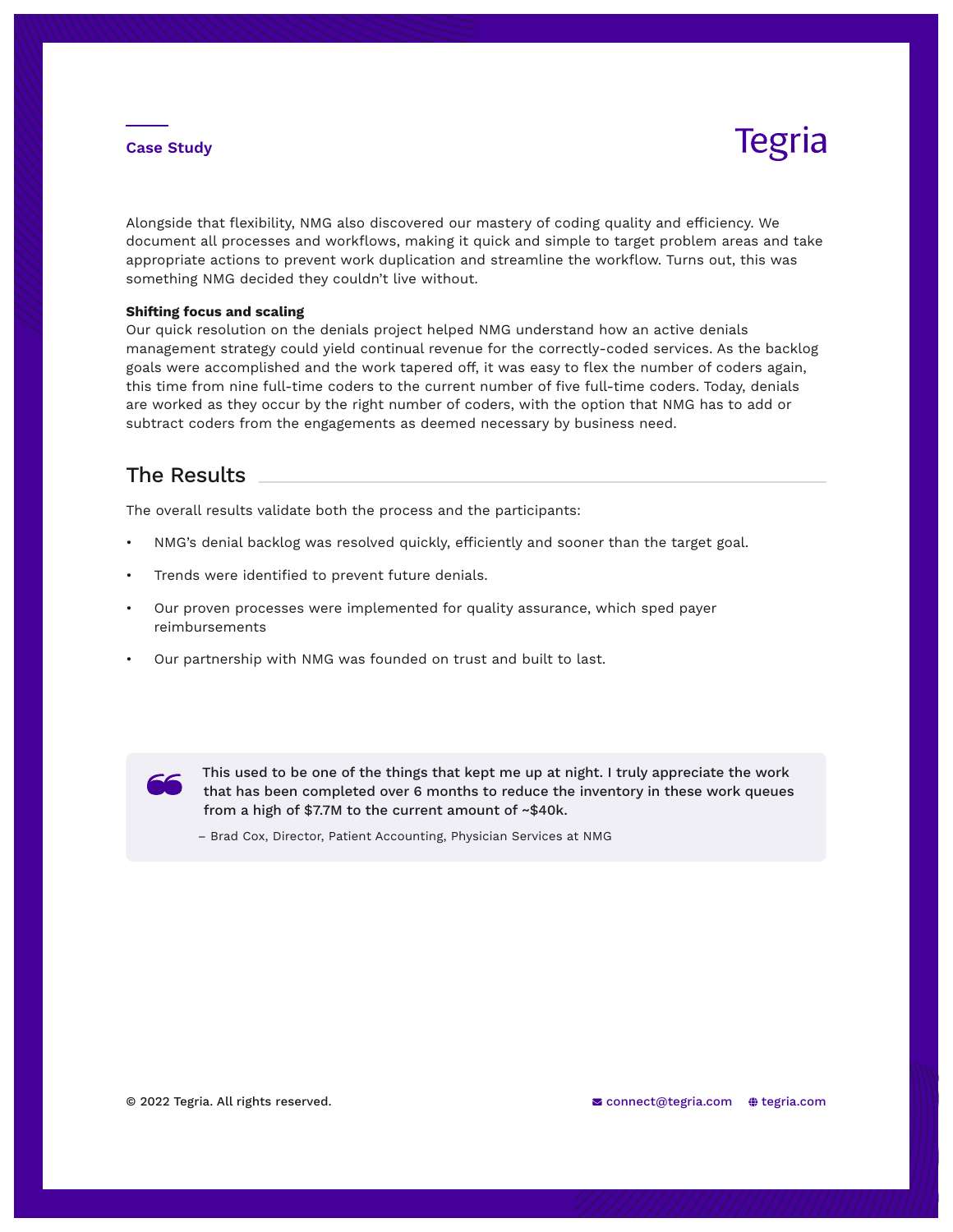Alongside that flexibility, NMG also discovered our mastery of coding quality and efficiency. We document all processes and workflows, making it quick and simple to target problem areas and take appropriate actions to prevent work duplication and streamline the workflow. Turns out, this was something NMG decided they couldn't live without.

**Shifting focus and scaling**

Our quick resolution on the denials project helped NMG understand how an active denials management strategy could yield continual revenue for the correctly-coded services. As the backlog goals were accomplished and the work tapered off, it was easy to flex the number of coders again, this time from nine full-time coders to the current number of five full-time coders. Today, denials are worked as they occur by the right number of coders, with the option that NMG has to add or subtract coders from the engagements as deemed necessary by business need.

## The Results

The overall results validate both the process and the participants:

- NMG's denial backlog was resolved quickly, efficiently and sooner than the target goal.
- Trends were identified to prevent future denials.
- Our proven processes were implemented for quality assurance, which sped payer reimbursements
- Our partnership with NMG was founded on trust and built to last.

> **This used to be one of the things that kept me up at night. I truly appreciate the work that has been completed over 6 months to reduce the inventory in these work queues from a high of $7.7M to the current amount of ~$40k.**
>
> – Brad Cox, Director, Patient Accounting, Physician Services at NMG

© 2022 Tegria. All rights reserved.

connect@tegria.com tegria.com